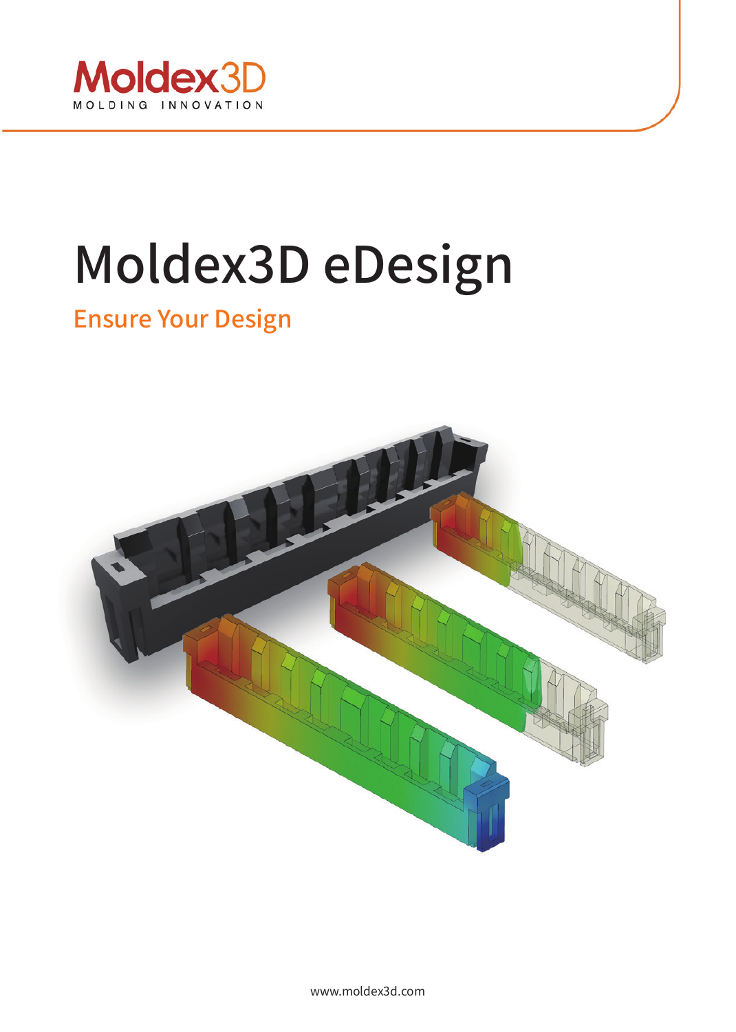Moldex3D

MOLDING INNOVATION

# Moldex3D eDesign

## Ensure Your Design

www.moldex3d.com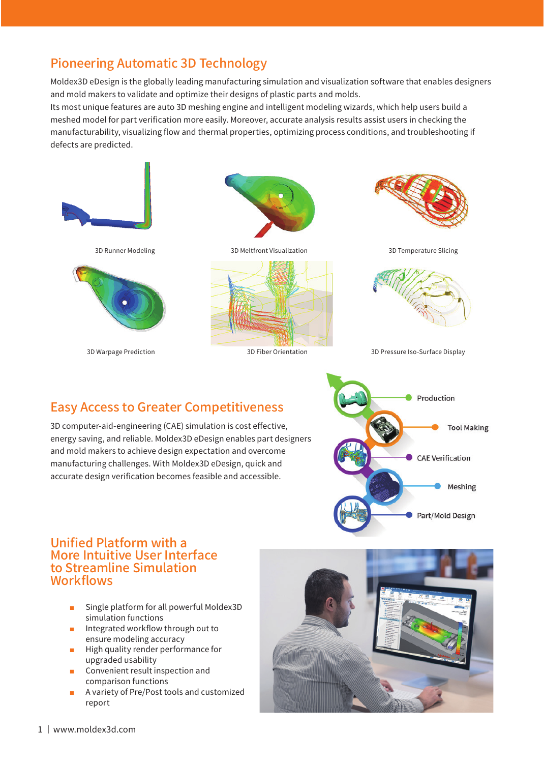## Pioneering Automatic 3D Technology

Moldex3D eDesign is the globally leading manufacturing simulation and visualization software that enables designers and mold makers to validate and optimize their designs of plastic parts and molds.
Its most unique features are auto 3D meshing engine and intelligent modeling wizards, which help users build a meshed model for part verification more easily. Moreover, accurate analysis results assist users in checking the manufacturability, visualizing flow and thermal properties, optimizing process conditions, and troubleshooting if defects are predicted.

3D Runner Modeling

3D Meltfront Visualization

3D Temperature Slicing

3D Warpage Prediction

3D Fiber Orientation

3D Pressure Iso-Surface Display

## Easy Access to Greater Competitiveness

3D computer-aid-engineering (CAE) simulation is cost effective, energy saving, and reliable. Moldex3D eDesign enables part designers and mold makers to achieve design expectation and overcome manufacturing challenges. With Moldex3D eDesign, quick and accurate design verification becomes feasible and accessible.

Production

Tool Making

CAE Verification

Meshing

Part/Mold Design

## Unified Platform with a More Intuitive User Interface to Streamline Simulation Workflows

- Single platform for all powerful Moldex3D simulation functions
- Integrated workflow through out to ensure modeling accuracy
- High quality render performance for upgraded usability
- Convenient result inspection and comparison functions
- A variety of Pre/Post tools and customized report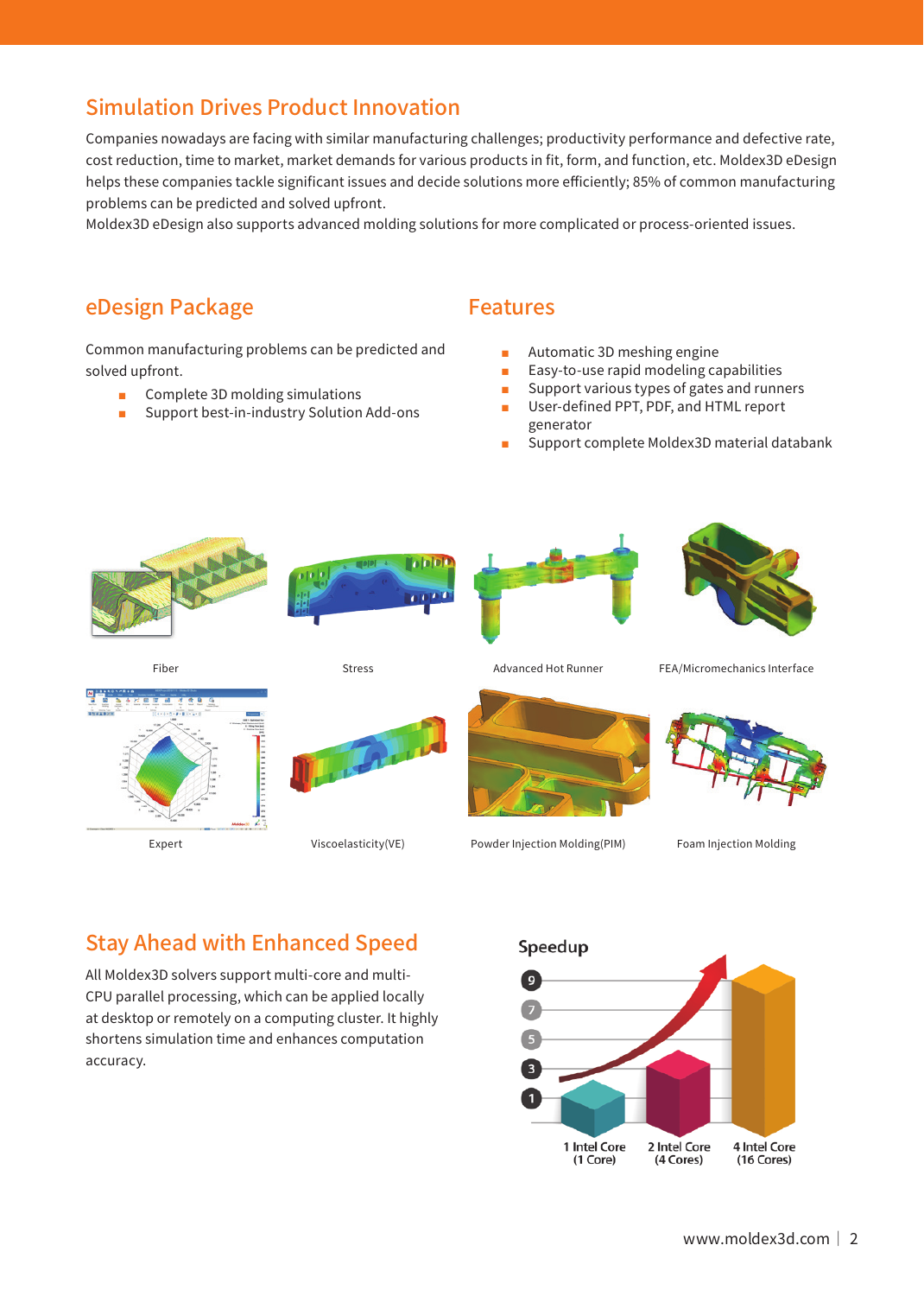## Simulation Drives Product Innovation

Companies nowadays are facing with similar manufacturing challenges; productivity performance and defective rate, cost reduction, time to market, market demands for various products in fit, form, and function, etc. Moldex3D eDesign helps these companies tackle significant issues and decide solutions more efficiently; 85% of common manufacturing problems can be predicted and solved upfront.
Moldex3D eDesign also supports advanced molding solutions for more complicated or process-oriented issues.

## eDesign Package

Common manufacturing problems can be predicted and solved upfront.

- Complete 3D molding simulations
- Support best-in-industry Solution Add-ons

## Features

- Automatic 3D meshing engine
- Easy-to-use rapid modeling capabilities
- Support various types of gates and runners
- User-defined PPT, PDF, and HTML report generator
- Support complete Moldex3D material databank

Fiber

Stress

Advanced Hot Runner

FEA/Micromechanics Interface

Expert

Viscoelasticity(VE)

Powder Injection Molding(PIM)

Foam Injection Molding

## Stay Ahead with Enhanced Speed

All Moldex3D solvers support multi-core and multi-CPU parallel processing, which can be applied locally at desktop or remotely on a computing cluster. It highly shortens simulation time and enhances computation accuracy.

Speedup

1 Intel Core (1 Core) | 2 Intel Core (4 Cores) | 4 Intel Core (16 Cores)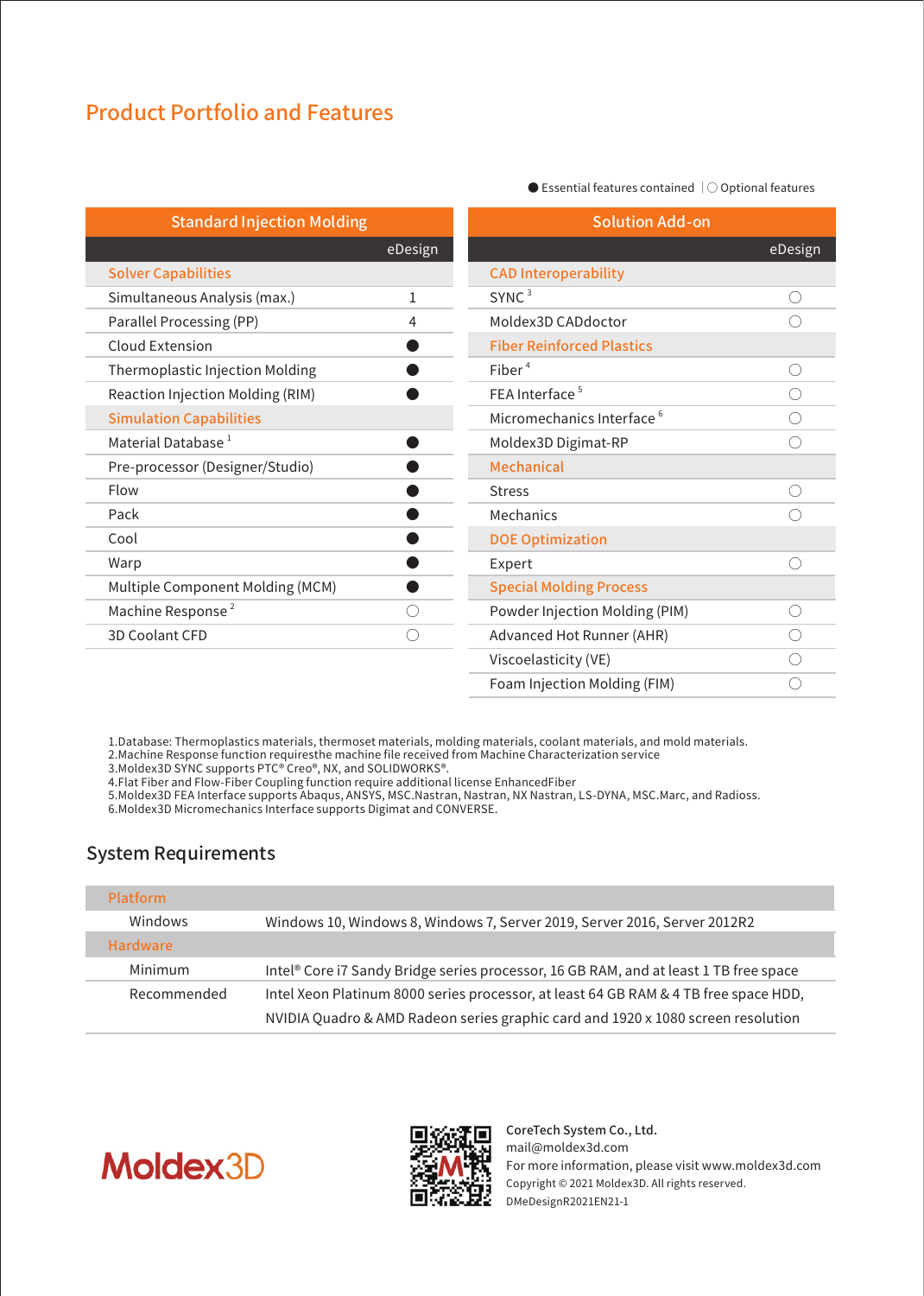# Product Portfolio and Features

● Essential features contained | ○ Optional features

| Standard Injection Molding | eDesign |
|---|---|
| **Solver Capabilities** | |
| Simultaneous Analysis (max.) | 1 |
| Parallel Processing (PP) | 4 |
| Cloud Extension | ● |
| Thermoplastic Injection Molding | ● |
| Reaction Injection Molding (RIM) | ● |
| **Simulation Capabilities** | |
| Material Database [1] | ● |
| Pre-processor (Designer/Studio) | ● |
| Flow | ● |
| Pack | ● |
| Cool | ● |
| Warp | ● |
| Multiple Component Molding (MCM) | ● |
| Machine Response [2] | ○ |
| 3D Coolant CFD | ○ |

| Solution Add-on | eDesign |
|---|---|
| **CAD Interoperability** | |
| SYNC [3] | ○ |
| Moldex3D CADdoctor | ○ |
| **Fiber Reinforced Plastics** | |
| Fiber [4] | ○ |
| FEA Interface [5] | ○ |
| Micromechanics Interface [6] | ○ |
| Moldex3D Digimat-RP | ○ |
| **Mechanical** | |
| Stress | ○ |
| Mechanics | ○ |
| **DOE Optimization** | |
| Expert | ○ |
| **Special Molding Process** | |
| Powder Injection Molding (PIM) | ○ |
| Advanced Hot Runner (AHR) | ○ |
| Viscoelasticity (VE) | ○ |
| Foam Injection Molding (FIM) | ○ |

1.Database: Thermoplastics materials, thermoset materials, molding materials, coolant materials, and mold materials.
2.Machine Response function requiresthe machine file received from Machine Characterization service
3.Moldex3D SYNC supports PTC® Creo®, NX, and SOLIDWORKS®.
4.Flat Fiber and Flow-Fiber Coupling function require additional license EnhancedFiber
5.Moldex3D FEA Interface supports Abaqus, ANSYS, MSC.Nastran, Nastran, NX Nastran, LS-DYNA, MSC.Marc, and Radioss.
6.Moldex3D Micromechanics Interface supports Digimat and CONVERSE.

## System Requirements

| | |
|---|---|
| **Platform** | |
| Windows | Windows 10, Windows 8, Windows 7, Server 2019, Server 2016, Server 2012R2 |
| **Hardware** | |
| Minimum | Intel® Core i7 Sandy Bridge series processor, 16 GB RAM, and at least 1 TB free space |
| Recommended | Intel Xeon Platinum 8000 series processor, at least 64 GB RAM & 4 TB free space HDD, NVIDIA Quadro & AMD Radeon series graphic card and 1920 x 1080 screen resolution |

Moldex3D

**CoreTech System Co., Ltd.**
mail@moldex3d.com
For more information, please visit www.moldex3d.com
Copyright © 2021 Moldex3D. All rights reserved.
DMeDesignR2021EN21-1